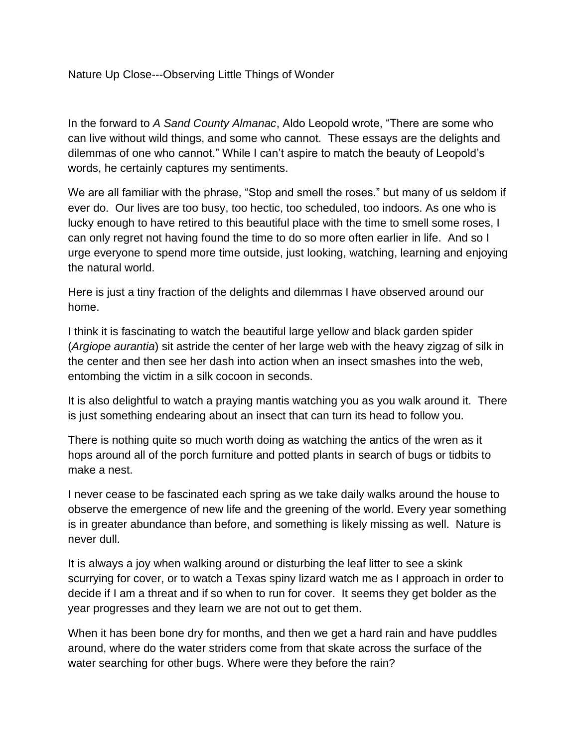# Nature Up Close---Observing Little Things of Wonder

In the forward to *A Sand County Almanac*, Aldo Leopold wrote, "There are some who can live without wild things, and some who cannot. These essays are the delights and dilemmas of one who cannot." While I can't aspire to match the beauty of Leopold's words, he certainly captures my sentiments.

We are all familiar with the phrase, "Stop and smell the roses." but many of us seldom if ever do. Our lives are too busy, too hectic, too scheduled, too indoors. As one who is lucky enough to have retired to this beautiful place with the time to smell some roses, I can only regret not having found the time to do so more often earlier in life. And so I urge everyone to spend more time outside, just looking, watching, learning and enjoying the natural world.

Here is just a tiny fraction of the delights and dilemmas I have observed around our home.

I think it is fascinating to watch the beautiful large yellow and black garden spider (*Argiope aurantia*) sit astride the center of her large web with the heavy zigzag of silk in the center and then see her dash into action when an insect smashes into the web, entombing the victim in a silk cocoon in seconds.

It is also delightful to watch a praying mantis watching you as you walk around it. There is just something endearing about an insect that can turn its head to follow you.

There is nothing quite so much worth doing as watching the antics of the wren as it hops around all of the porch furniture and potted plants in search of bugs or tidbits to make a nest.

I never cease to be fascinated each spring as we take daily walks around the house to observe the emergence of new life and the greening of the world. Every year something is in greater abundance than before, and something is likely missing as well. Nature is never dull.

It is always a joy when walking around or disturbing the leaf litter to see a skink scurrying for cover, or to watch a Texas spiny lizard watch me as I approach in order to decide if I am a threat and if so when to run for cover. It seems they get bolder as the year progresses and they learn we are not out to get them.

When it has been bone dry for months, and then we get a hard rain and have puddles around, where do the water striders come from that skate across the surface of the water searching for other bugs. Where were they before the rain?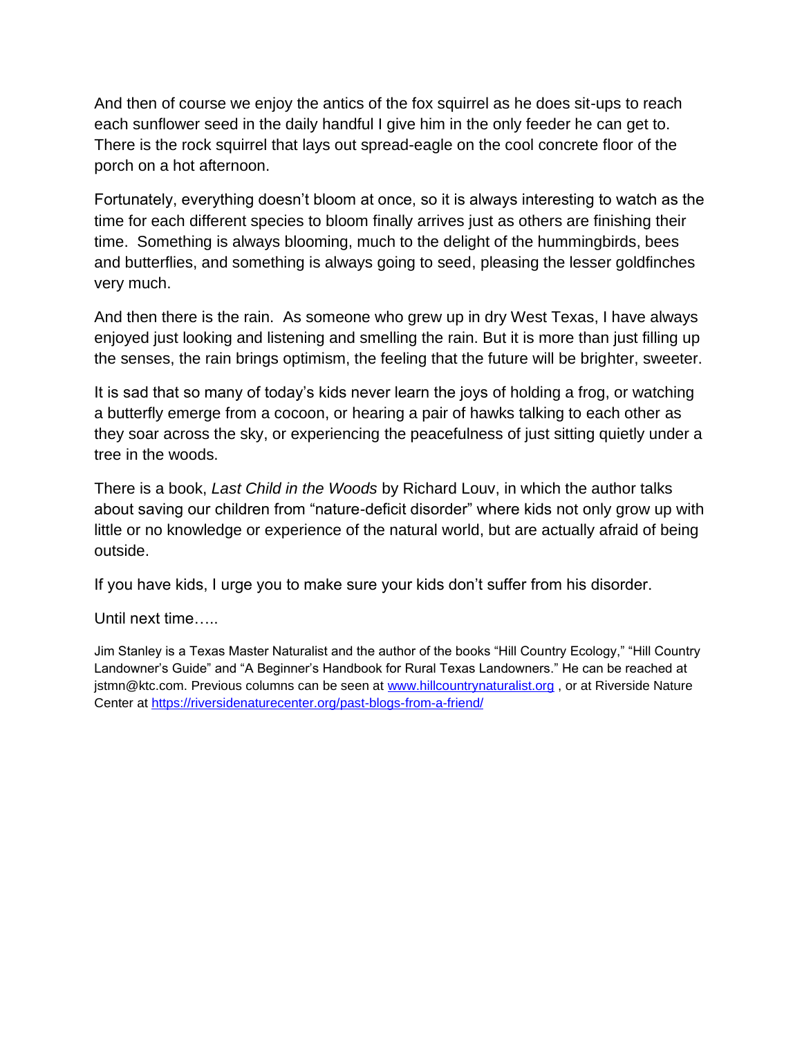And then of course we enjoy the antics of the fox squirrel as he does sit-ups to reach each sunflower seed in the daily handful I give him in the only feeder he can get to. There is the rock squirrel that lays out spread-eagle on the cool concrete floor of the porch on a hot afternoon.

Fortunately, everything doesn't bloom at once, so it is always interesting to watch as the time for each different species to bloom finally arrives just as others are finishing their time. Something is always blooming, much to the delight of the hummingbirds, bees and butterflies, and something is always going to seed, pleasing the lesser goldfinches very much.

And then there is the rain. As someone who grew up in dry West Texas, I have always enjoyed just looking and listening and smelling the rain. But it is more than just filling up the senses, the rain brings optimism, the feeling that the future will be brighter, sweeter.

It is sad that so many of today's kids never learn the joys of holding a frog, or watching a butterfly emerge from a cocoon, or hearing a pair of hawks talking to each other as they soar across the sky, or experiencing the peacefulness of just sitting quietly under a tree in the woods.

There is a book, *Last Child in the Woods* by Richard Louv, in which the author talks about saving our children from "nature-deficit disorder" where kids not only grow up with little or no knowledge or experience of the natural world, but are actually afraid of being outside.

If you have kids, I urge you to make sure your kids don't suffer from his disorder.

Until next time…..

Jim Stanley is a Texas Master Naturalist and the author of the books "Hill Country Ecology," "Hill Country Landowner's Guide" and "A Beginner's Handbook for Rural Texas Landowners." He can be reached at jstmn@ktc.com. Previous columns can be seen at [www.hillcountrynaturalist.org](http://www.hillcountrynaturalist.org) , or at Riverside Nature Center at [https://riversidenaturecenter.org/past-blogs-from-a-friend/](https://riversidenaturecenter.org/past-blogs-from-a-friend/)